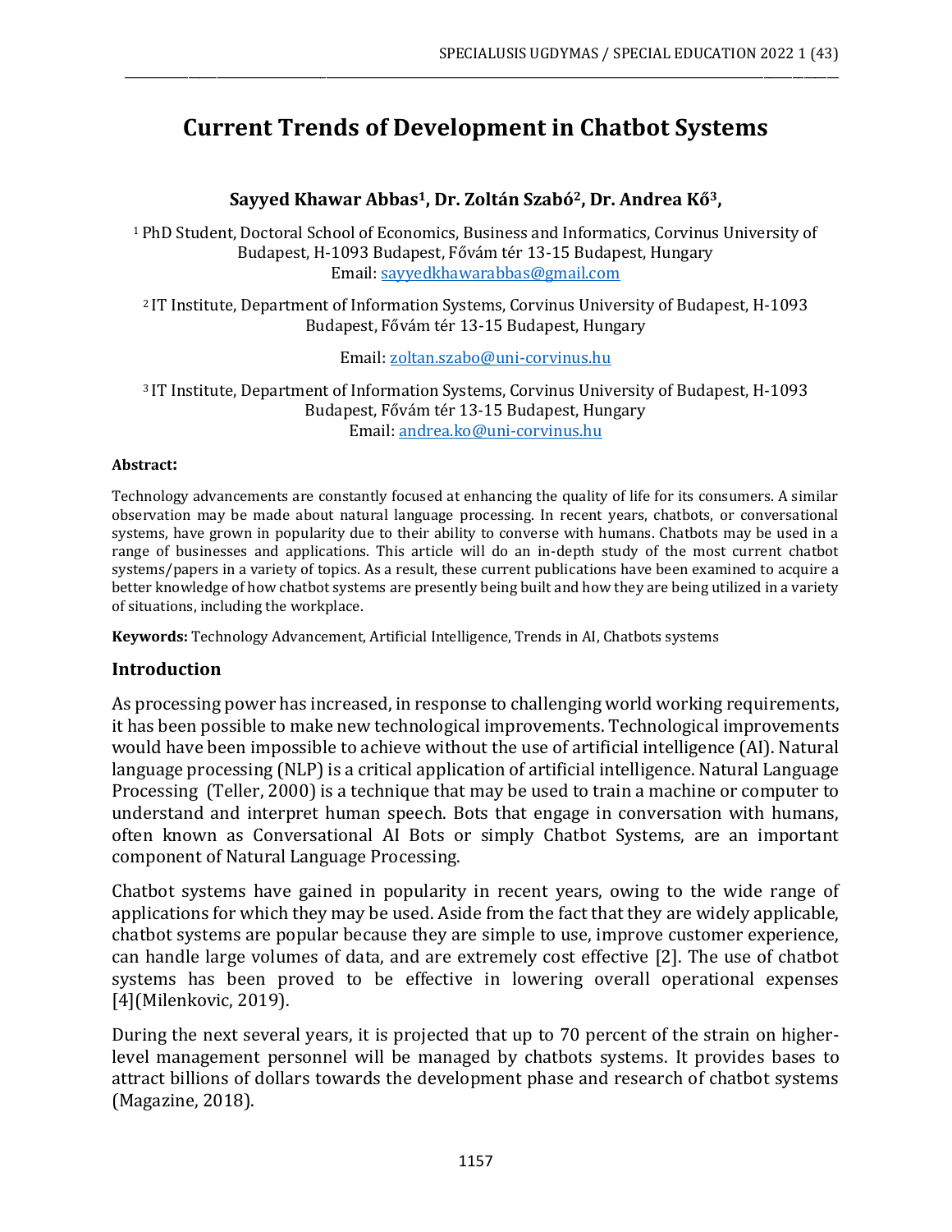# Current Trends of Development in Chatbot Systems

**Sayyed Khawar Abbas[1], Dr. Zoltán Szabó[2], Dr. Andrea Kő[3],**

[1] PhD Student, Doctoral School of Economics, Business and Informatics, Corvinus University of Budapest, H-1093 Budapest, Fővám tér 13-15 Budapest, Hungary
Email: sayyedkhawarabbas@gmail.com

[2] IT Institute, Department of Information Systems, Corvinus University of Budapest, H-1093 Budapest, Fővám tér 13-15 Budapest, Hungary

Email: zoltan.szabo@uni-corvinus.hu

[3] IT Institute, Department of Information Systems, Corvinus University of Budapest, H-1093 Budapest, Fővám tér 13-15 Budapest, Hungary
Email: andrea.ko@uni-corvinus.hu

**Abstract:**

Technology advancements are constantly focused at enhancing the quality of life for its consumers. A similar observation may be made about natural language processing. In recent years, chatbots, or conversational systems, have grown in popularity due to their ability to converse with humans. Chatbots may be used in a range of businesses and applications. This article will do an in-depth study of the most current chatbot systems/papers in a variety of topics. As a result, these current publications have been examined to acquire a better knowledge of how chatbot systems are presently being built and how they are being utilized in a variety of situations, including the workplace.

**Keywords:** Technology Advancement, Artificial Intelligence, Trends in AI, Chatbots systems

## Introduction

As processing power has increased, in response to challenging world working requirements, it has been possible to make new technological improvements. Technological improvements would have been impossible to achieve without the use of artificial intelligence (AI). Natural language processing (NLP) is a critical application of artificial intelligence. Natural Language Processing (Teller, 2000) is a technique that may be used to train a machine or computer to understand and interpret human speech. Bots that engage in conversation with humans, often known as Conversational AI Bots or simply Chatbot Systems, are an important component of Natural Language Processing.

Chatbot systems have gained in popularity in recent years, owing to the wide range of applications for which they may be used. Aside from the fact that they are widely applicable, chatbot systems are popular because they are simple to use, improve customer experience, can handle large volumes of data, and are extremely cost effective [2]. The use of chatbot systems has been proved to be effective in lowering overall operational expenses [4](Milenkovic, 2019).

During the next several years, it is projected that up to 70 percent of the strain on higher-level management personnel will be managed by chatbots systems. It provides bases to attract billions of dollars towards the development phase and research of chatbot systems (Magazine, 2018).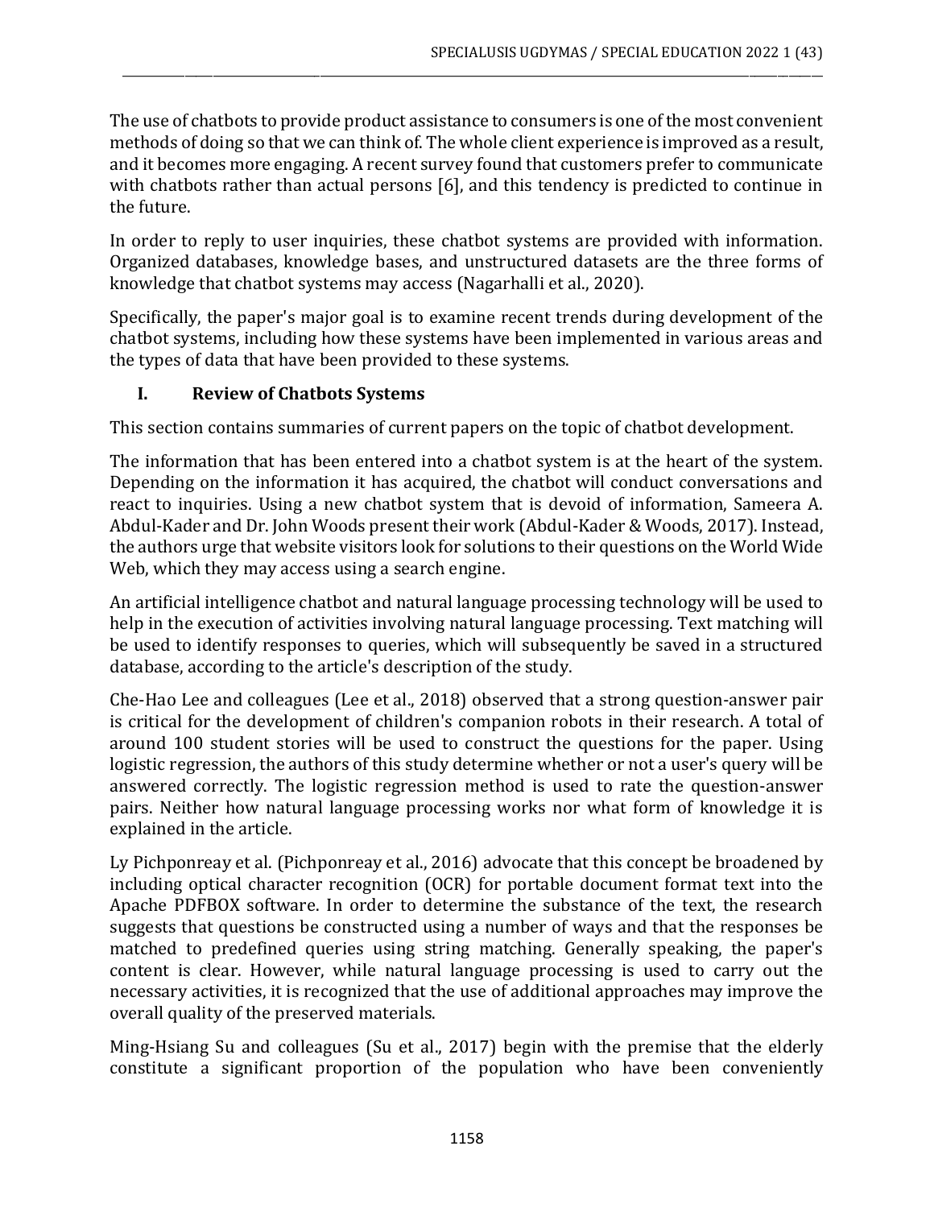The use of chatbots to provide product assistance to consumers is one of the most convenient methods of doing so that we can think of. The whole client experience is improved as a result, and it becomes more engaging. A recent survey found that customers prefer to communicate with chatbots rather than actual persons [6], and this tendency is predicted to continue in the future.

In order to reply to user inquiries, these chatbot systems are provided with information. Organized databases, knowledge bases, and unstructured datasets are the three forms of knowledge that chatbot systems may access (Nagarhalli et al., 2020).

Specifically, the paper's major goal is to examine recent trends during development of the chatbot systems, including how these systems have been implemented in various areas and the types of data that have been provided to these systems.

## I. Review of Chatbots Systems

This section contains summaries of current papers on the topic of chatbot development.

The information that has been entered into a chatbot system is at the heart of the system. Depending on the information it has acquired, the chatbot will conduct conversations and react to inquiries. Using a new chatbot system that is devoid of information, Sameera A. Abdul-Kader and Dr. John Woods present their work (Abdul-Kader & Woods, 2017). Instead, the authors urge that website visitors look for solutions to their questions on the World Wide Web, which they may access using a search engine.

An artificial intelligence chatbot and natural language processing technology will be used to help in the execution of activities involving natural language processing. Text matching will be used to identify responses to queries, which will subsequently be saved in a structured database, according to the article's description of the study.

Che-Hao Lee and colleagues (Lee et al., 2018) observed that a strong question-answer pair is critical for the development of children's companion robots in their research. A total of around 100 student stories will be used to construct the questions for the paper. Using logistic regression, the authors of this study determine whether or not a user's query will be answered correctly. The logistic regression method is used to rate the question-answer pairs. Neither how natural language processing works nor what form of knowledge it is explained in the article.

Ly Pichponreay et al. (Pichponreay et al., 2016) advocate that this concept be broadened by including optical character recognition (OCR) for portable document format text into the Apache PDFBOX software. In order to determine the substance of the text, the research suggests that questions be constructed using a number of ways and that the responses be matched to predefined queries using string matching. Generally speaking, the paper's content is clear. However, while natural language processing is used to carry out the necessary activities, it is recognized that the use of additional approaches may improve the overall quality of the preserved materials.

Ming-Hsiang Su and colleagues (Su et al., 2017) begin with the premise that the elderly constitute a significant proportion of the population who have been conveniently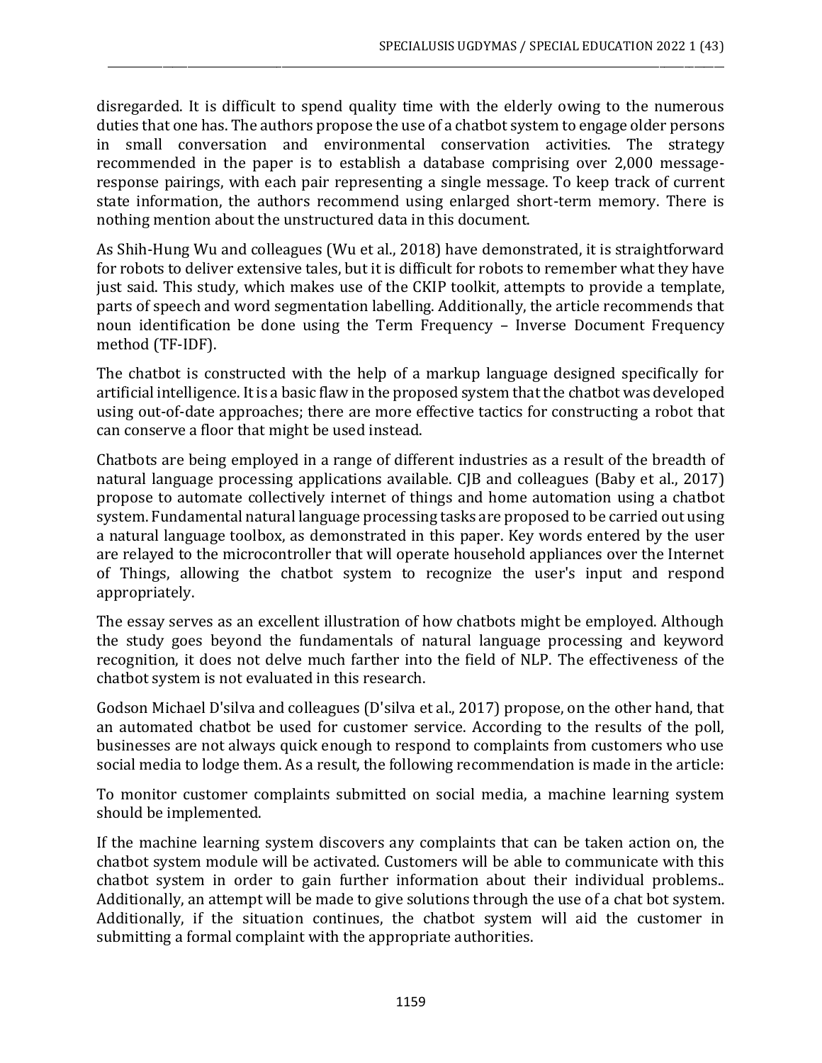disregarded. It is difficult to spend quality time with the elderly owing to the numerous duties that one has. The authors propose the use of a chatbot system to engage older persons in small conversation and environmental conservation activities. The strategy recommended in the paper is to establish a database comprising over 2,000 message-response pairings, with each pair representing a single message. To keep track of current state information, the authors recommend using enlarged short-term memory. There is nothing mention about the unstructured data in this document.

As Shih-Hung Wu and colleagues (Wu et al., 2018) have demonstrated, it is straightforward for robots to deliver extensive tales, but it is difficult for robots to remember what they have just said. This study, which makes use of the CKIP toolkit, attempts to provide a template, parts of speech and word segmentation labelling. Additionally, the article recommends that noun identification be done using the Term Frequency – Inverse Document Frequency method (TF-IDF).

The chatbot is constructed with the help of a markup language designed specifically for artificial intelligence. It is a basic flaw in the proposed system that the chatbot was developed using out-of-date approaches; there are more effective tactics for constructing a robot that can conserve a floor that might be used instead.

Chatbots are being employed in a range of different industries as a result of the breadth of natural language processing applications available. CJB and colleagues (Baby et al., 2017) propose to automate collectively internet of things and home automation using a chatbot system. Fundamental natural language processing tasks are proposed to be carried out using a natural language toolbox, as demonstrated in this paper. Key words entered by the user are relayed to the microcontroller that will operate household appliances over the Internet of Things, allowing the chatbot system to recognize the user's input and respond appropriately.

The essay serves as an excellent illustration of how chatbots might be employed. Although the study goes beyond the fundamentals of natural language processing and keyword recognition, it does not delve much farther into the field of NLP. The effectiveness of the chatbot system is not evaluated in this research.

Godson Michael D'silva and colleagues (D'silva et al., 2017) propose, on the other hand, that an automated chatbot be used for customer service. According to the results of the poll, businesses are not always quick enough to respond to complaints from customers who use social media to lodge them. As a result, the following recommendation is made in the article:

To monitor customer complaints submitted on social media, a machine learning system should be implemented.

If the machine learning system discovers any complaints that can be taken action on, the chatbot system module will be activated. Customers will be able to communicate with this chatbot system in order to gain further information about their individual problems.. Additionally, an attempt will be made to give solutions through the use of a chat bot system. Additionally, if the situation continues, the chatbot system will aid the customer in submitting a formal complaint with the appropriate authorities.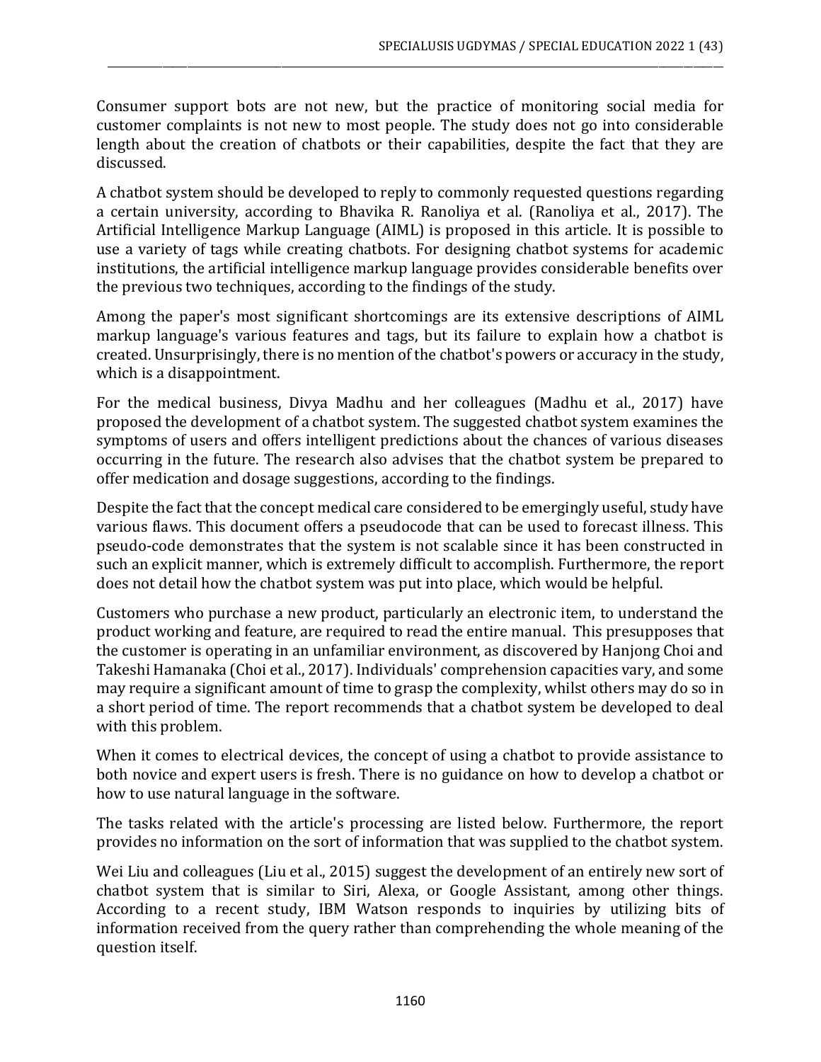Consumer support bots are not new, but the practice of monitoring social media for customer complaints is not new to most people. The study does not go into considerable length about the creation of chatbots or their capabilities, despite the fact that they are discussed.

A chatbot system should be developed to reply to commonly requested questions regarding a certain university, according to Bhavika R. Ranoliya et al. (Ranoliya et al., 2017). The Artificial Intelligence Markup Language (AIML) is proposed in this article. It is possible to use a variety of tags while creating chatbots. For designing chatbot systems for academic institutions, the artificial intelligence markup language provides considerable benefits over the previous two techniques, according to the findings of the study.

Among the paper's most significant shortcomings are its extensive descriptions of AIML markup language's various features and tags, but its failure to explain how a chatbot is created. Unsurprisingly, there is no mention of the chatbot's powers or accuracy in the study, which is a disappointment.

For the medical business, Divya Madhu and her colleagues (Madhu et al., 2017) have proposed the development of a chatbot system. The suggested chatbot system examines the symptoms of users and offers intelligent predictions about the chances of various diseases occurring in the future. The research also advises that the chatbot system be prepared to offer medication and dosage suggestions, according to the findings.

Despite the fact that the concept medical care considered to be emergingly useful, study have various flaws. This document offers a pseudocode that can be used to forecast illness. This pseudo-code demonstrates that the system is not scalable since it has been constructed in such an explicit manner, which is extremely difficult to accomplish. Furthermore, the report does not detail how the chatbot system was put into place, which would be helpful.

Customers who purchase a new product, particularly an electronic item, to understand the product working and feature, are required to read the entire manual. This presupposes that the customer is operating in an unfamiliar environment, as discovered by Hanjong Choi and Takeshi Hamanaka (Choi et al., 2017). Individuals' comprehension capacities vary, and some may require a significant amount of time to grasp the complexity, whilst others may do so in a short period of time. The report recommends that a chatbot system be developed to deal with this problem.

When it comes to electrical devices, the concept of using a chatbot to provide assistance to both novice and expert users is fresh. There is no guidance on how to develop a chatbot or how to use natural language in the software.

The tasks related with the article's processing are listed below. Furthermore, the report provides no information on the sort of information that was supplied to the chatbot system.

Wei Liu and colleagues (Liu et al., 2015) suggest the development of an entirely new sort of chatbot system that is similar to Siri, Alexa, or Google Assistant, among other things. According to a recent study, IBM Watson responds to inquiries by utilizing bits of information received from the query rather than comprehending the whole meaning of the question itself.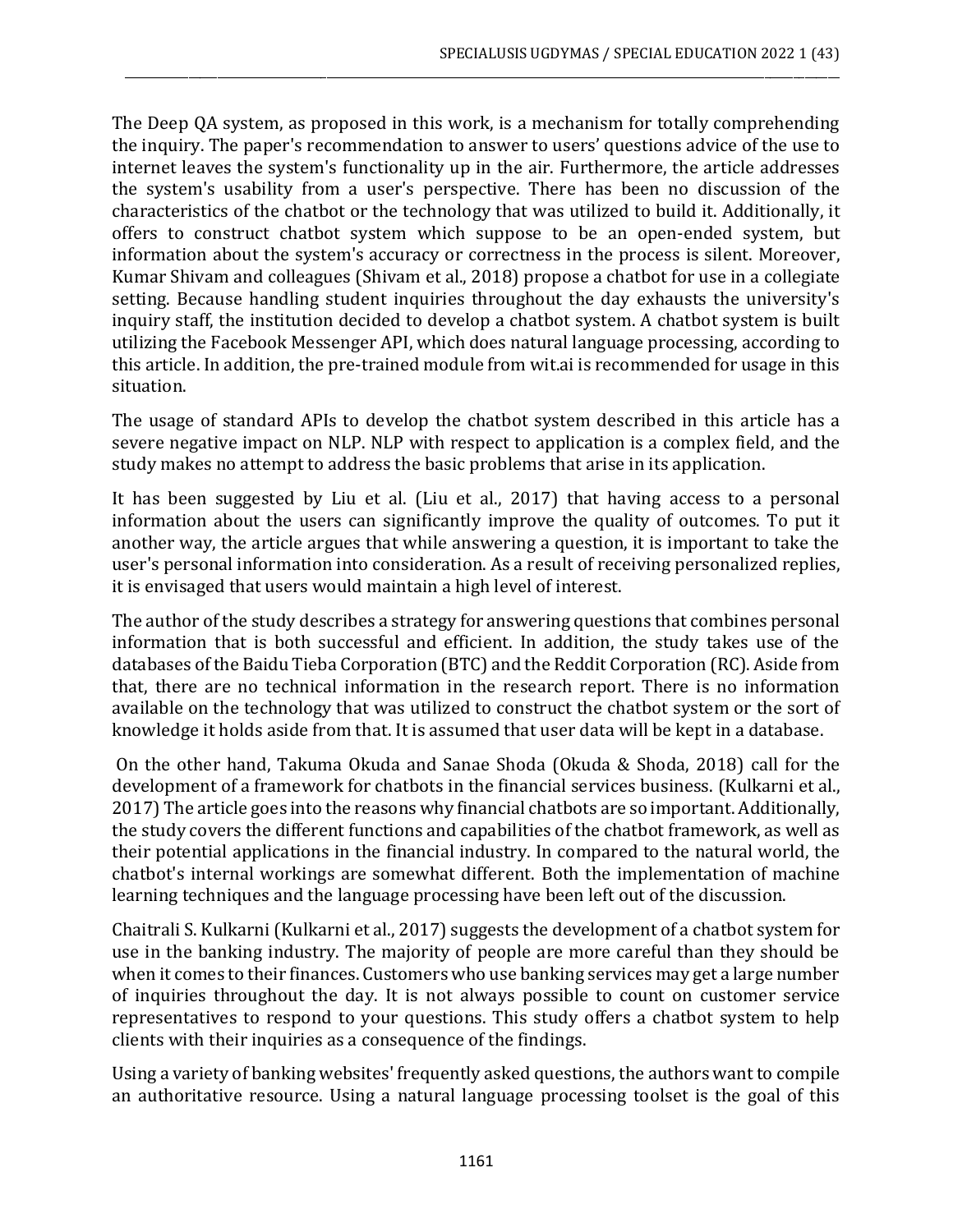The Deep QA system, as proposed in this work, is a mechanism for totally comprehending the inquiry. The paper's recommendation to answer to users' questions advice of the use to internet leaves the system's functionality up in the air. Furthermore, the article addresses the system's usability from a user's perspective. There has been no discussion of the characteristics of the chatbot or the technology that was utilized to build it. Additionally, it offers to construct chatbot system which suppose to be an open-ended system, but information about the system's accuracy or correctness in the process is silent. Moreover, Kumar Shivam and colleagues (Shivam et al., 2018) propose a chatbot for use in a collegiate setting. Because handling student inquiries throughout the day exhausts the university's inquiry staff, the institution decided to develop a chatbot system. A chatbot system is built utilizing the Facebook Messenger API, which does natural language processing, according to this article. In addition, the pre-trained module from wit.ai is recommended for usage in this situation.

The usage of standard APIs to develop the chatbot system described in this article has a severe negative impact on NLP. NLP with respect to application is a complex field, and the study makes no attempt to address the basic problems that arise in its application.

It has been suggested by Liu et al. (Liu et al., 2017) that having access to a personal information about the users can significantly improve the quality of outcomes. To put it another way, the article argues that while answering a question, it is important to take the user's personal information into consideration. As a result of receiving personalized replies, it is envisaged that users would maintain a high level of interest.

The author of the study describes a strategy for answering questions that combines personal information that is both successful and efficient. In addition, the study takes use of the databases of the Baidu Tieba Corporation (BTC) and the Reddit Corporation (RC). Aside from that, there are no technical information in the research report. There is no information available on the technology that was utilized to construct the chatbot system or the sort of knowledge it holds aside from that. It is assumed that user data will be kept in a database.

On the other hand, Takuma Okuda and Sanae Shoda (Okuda & Shoda, 2018) call for the development of a framework for chatbots in the financial services business. (Kulkarni et al., 2017) The article goes into the reasons why financial chatbots are so important. Additionally, the study covers the different functions and capabilities of the chatbot framework, as well as their potential applications in the financial industry. In compared to the natural world, the chatbot's internal workings are somewhat different. Both the implementation of machine learning techniques and the language processing have been left out of the discussion.

Chaitrali S. Kulkarni (Kulkarni et al., 2017) suggests the development of a chatbot system for use in the banking industry. The majority of people are more careful than they should be when it comes to their finances. Customers who use banking services may get a large number of inquiries throughout the day. It is not always possible to count on customer service representatives to respond to your questions. This study offers a chatbot system to help clients with their inquiries as a consequence of the findings.

Using a variety of banking websites' frequently asked questions, the authors want to compile an authoritative resource. Using a natural language processing toolset is the goal of this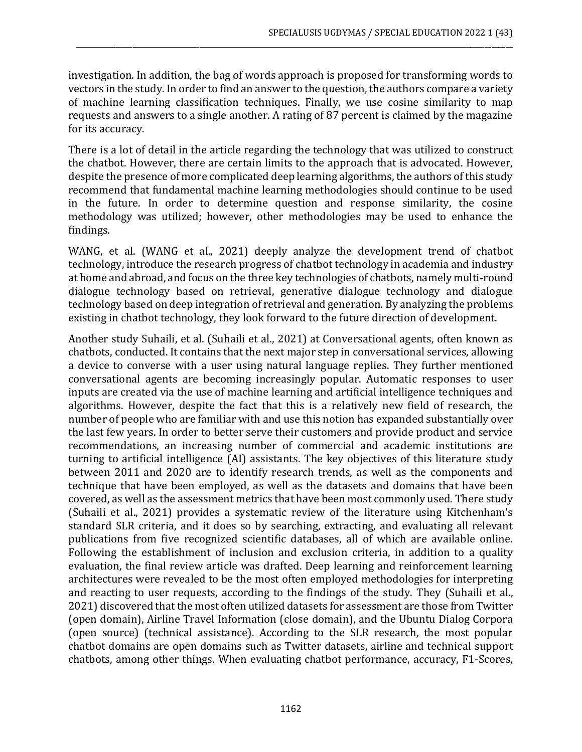investigation. In addition, the bag of words approach is proposed for transforming words to vectors in the study. In order to find an answer to the question, the authors compare a variety of machine learning classification techniques. Finally, we use cosine similarity to map requests and answers to a single another. A rating of 87 percent is claimed by the magazine for its accuracy.

There is a lot of detail in the article regarding the technology that was utilized to construct the chatbot. However, there are certain limits to the approach that is advocated. However, despite the presence of more complicated deep learning algorithms, the authors of this study recommend that fundamental machine learning methodologies should continue to be used in the future. In order to determine question and response similarity, the cosine methodology was utilized; however, other methodologies may be used to enhance the findings.

WANG, et al. (WANG et al., 2021) deeply analyze the development trend of chatbot technology, introduce the research progress of chatbot technology in academia and industry at home and abroad, and focus on the three key technologies of chatbots, namely multi-round dialogue technology based on retrieval, generative dialogue technology and dialogue technology based on deep integration of retrieval and generation. By analyzing the problems existing in chatbot technology, they look forward to the future direction of development.

Another study Suhaili, et al. (Suhaili et al., 2021) at Conversational agents, often known as chatbots, conducted. It contains that the next major step in conversational services, allowing a device to converse with a user using natural language replies. They further mentioned conversational agents are becoming increasingly popular. Automatic responses to user inputs are created via the use of machine learning and artificial intelligence techniques and algorithms. However, despite the fact that this is a relatively new field of research, the number of people who are familiar with and use this notion has expanded substantially over the last few years. In order to better serve their customers and provide product and service recommendations, an increasing number of commercial and academic institutions are turning to artificial intelligence (AI) assistants. The key objectives of this literature study between 2011 and 2020 are to identify research trends, as well as the components and technique that have been employed, as well as the datasets and domains that have been covered, as well as the assessment metrics that have been most commonly used. There study (Suhaili et al., 2021) provides a systematic review of the literature using Kitchenham's standard SLR criteria, and it does so by searching, extracting, and evaluating all relevant publications from five recognized scientific databases, all of which are available online. Following the establishment of inclusion and exclusion criteria, in addition to a quality evaluation, the final review article was drafted. Deep learning and reinforcement learning architectures were revealed to be the most often employed methodologies for interpreting and reacting to user requests, according to the findings of the study. They (Suhaili et al., 2021) discovered that the most often utilized datasets for assessment are those from Twitter (open domain), Airline Travel Information (close domain), and the Ubuntu Dialog Corpora (open source) (technical assistance). According to the SLR research, the most popular chatbot domains are open domains such as Twitter datasets, airline and technical support chatbots, among other things. When evaluating chatbot performance, accuracy, F1-Scores,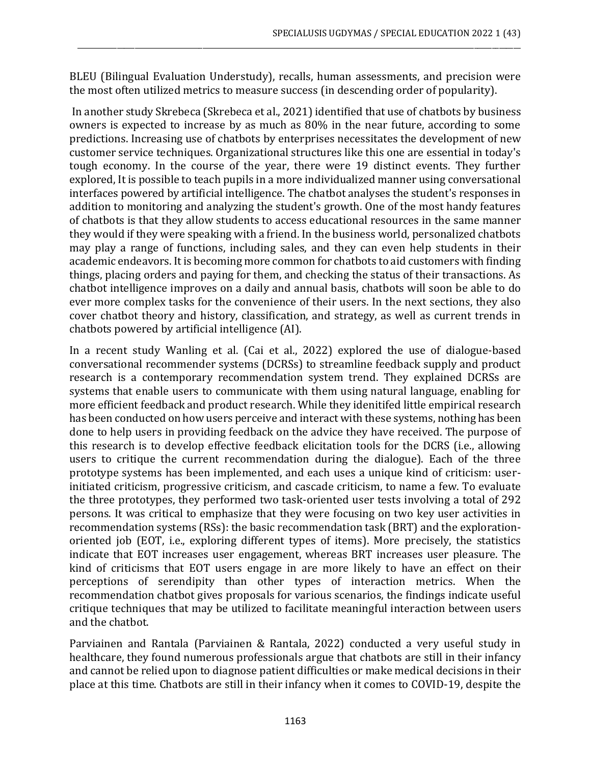BLEU (Bilingual Evaluation Understudy), recalls, human assessments, and precision were the most often utilized metrics to measure success (in descending order of popularity).

In another study Skrebeca (Skrebeca et al., 2021) identified that use of chatbots by business owners is expected to increase by as much as 80% in the near future, according to some predictions. Increasing use of chatbots by enterprises necessitates the development of new customer service techniques. Organizational structures like this one are essential in today's tough economy. In the course of the year, there were 19 distinct events. They further explored, It is possible to teach pupils in a more individualized manner using conversational interfaces powered by artificial intelligence. The chatbot analyses the student's responses in addition to monitoring and analyzing the student's growth. One of the most handy features of chatbots is that they allow students to access educational resources in the same manner they would if they were speaking with a friend. In the business world, personalized chatbots may play a range of functions, including sales, and they can even help students in their academic endeavors. It is becoming more common for chatbots to aid customers with finding things, placing orders and paying for them, and checking the status of their transactions. As chatbot intelligence improves on a daily and annual basis, chatbots will soon be able to do ever more complex tasks for the convenience of their users. In the next sections, they also cover chatbot theory and history, classification, and strategy, as well as current trends in chatbots powered by artificial intelligence (AI).

In a recent study Wanling et al. (Cai et al., 2022) explored the use of dialogue-based conversational recommender systems (DCRSs) to streamline feedback supply and product research is a contemporary recommendation system trend. They explained DCRSs are systems that enable users to communicate with them using natural language, enabling for more efficient feedback and product research. While they idenitifed little empirical research has been conducted on how users perceive and interact with these systems, nothing has been done to help users in providing feedback on the advice they have received. The purpose of this research is to develop effective feedback elicitation tools for the DCRS (i.e., allowing users to critique the current recommendation during the dialogue). Each of the three prototype systems has been implemented, and each uses a unique kind of criticism: user-initiated criticism, progressive criticism, and cascade criticism, to name a few. To evaluate the three prototypes, they performed two task-oriented user tests involving a total of 292 persons. It was critical to emphasize that they were focusing on two key user activities in recommendation systems (RSs): the basic recommendation task (BRT) and the exploration-oriented job (EOT, i.e., exploring different types of items). More precisely, the statistics indicate that EOT increases user engagement, whereas BRT increases user pleasure. The kind of criticisms that EOT users engage in are more likely to have an effect on their perceptions of serendipity than other types of interaction metrics. When the recommendation chatbot gives proposals for various scenarios, the findings indicate useful critique techniques that may be utilized to facilitate meaningful interaction between users and the chatbot.

Parviainen and Rantala (Parviainen & Rantala, 2022) conducted a very useful study in healthcare, they found numerous professionals argue that chatbots are still in their infancy and cannot be relied upon to diagnose patient difficulties or make medical decisions in their place at this time. Chatbots are still in their infancy when it comes to COVID-19, despite the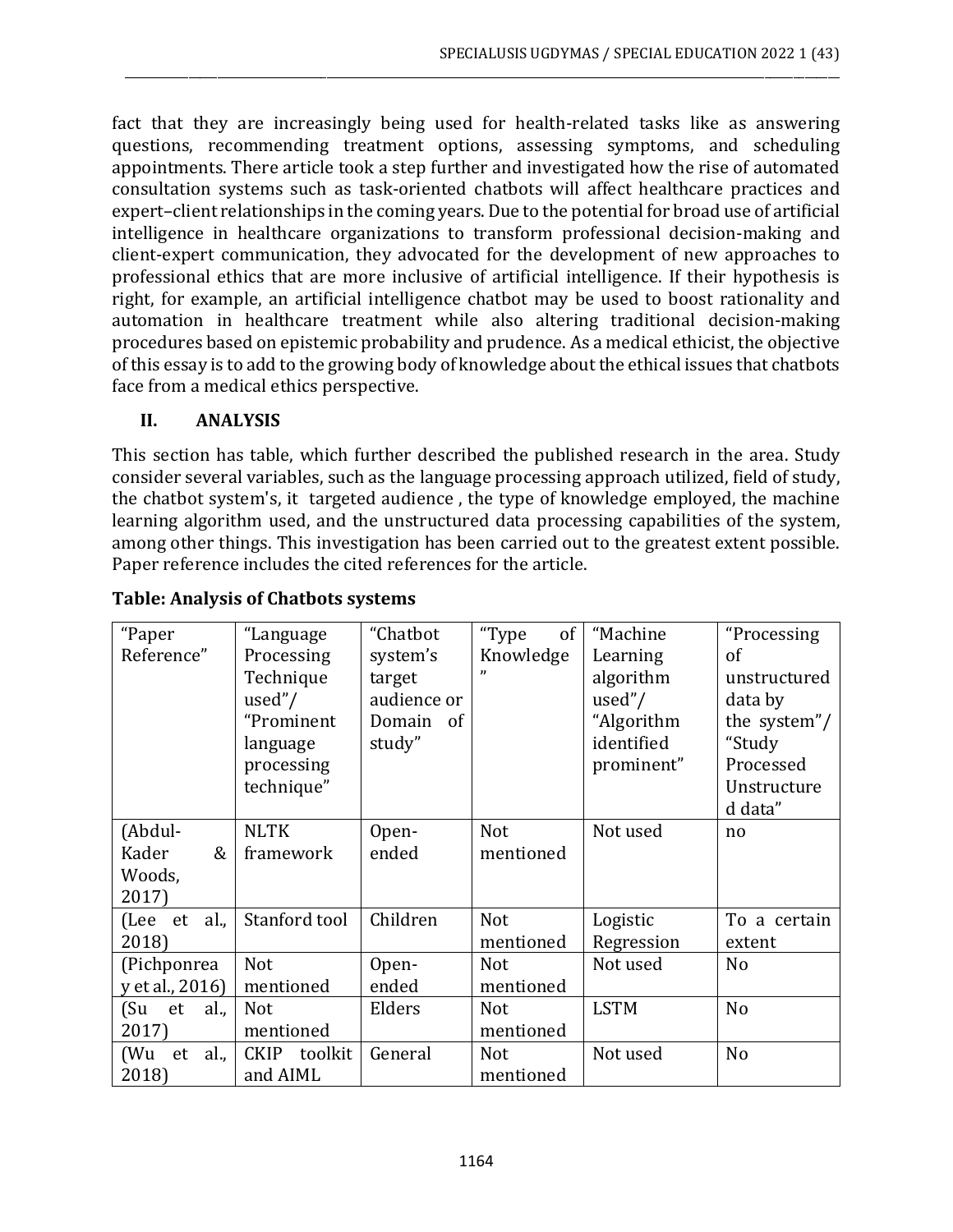fact that they are increasingly being used for health-related tasks like as answering questions, recommending treatment options, assessing symptoms, and scheduling appointments. There article took a step further and investigated how the rise of automated consultation systems such as task-oriented chatbots will affect healthcare practices and expert–client relationships in the coming years. Due to the potential for broad use of artificial intelligence in healthcare organizations to transform professional decision-making and client-expert communication, they advocated for the development of new approaches to professional ethics that are more inclusive of artificial intelligence. If their hypothesis is right, for example, an artificial intelligence chatbot may be used to boost rationality and automation in healthcare treatment while also altering traditional decision-making procedures based on epistemic probability and prudence. As a medical ethicist, the objective of this essay is to add to the growing body of knowledge about the ethical issues that chatbots face from a medical ethics perspective.

## II. ANALYSIS

This section has table, which further described the published research in the area. Study consider several variables, such as the language processing approach utilized, field of study, the chatbot system's, it targeted audience , the type of knowledge employed, the machine learning algorithm used, and the unstructured data processing capabilities of the system, among other things. This investigation has been carried out to the greatest extent possible. Paper reference includes the cited references for the article.

**Table: Analysis of Chatbots systems**

| "Paper Reference" | "Language Processing Technique used"/ "Prominent language processing technique" | "Chatbot system's target audience or Domain of study" | "Type of Knowledge" | "Machine Learning algorithm used"/ "Algorithm identified prominent" | "Processing of unstructured data by the system"/ "Study Processed Unstructured data" |
|---|---|---|---|---|---|
| (Abdul-Kader & Woods, 2017) | NLTK framework | Open-ended | Not mentioned | Not used | no |
| (Lee et al., 2018) | Stanford tool | Children | Not mentioned | Logistic Regression | To a certain extent |
| (Pichponreay et al., 2016) | Not mentioned | Open-ended | Not mentioned | Not used | No |
| (Su et al., 2017) | Not mentioned | Elders | Not mentioned | LSTM | No |
| (Wu et al., 2018) | CKIP toolkit and AIML | General | Not mentioned | Not used | No |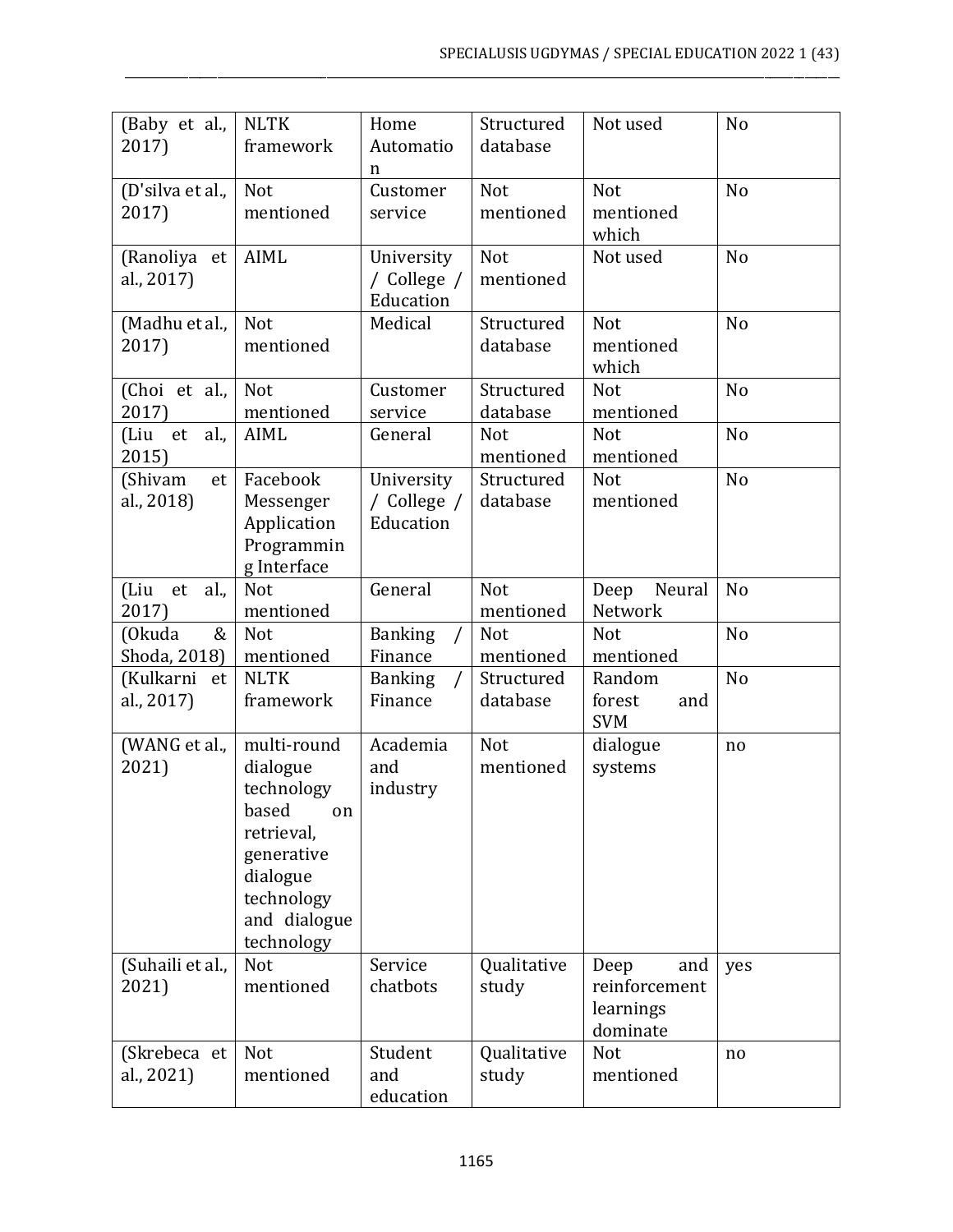| (Baby et al., 2017) | NLTK framework | Home Automation | Structured database | Not used | No |
|---|---|---|---|---|---|
| (D'silva et al., 2017) | Not mentioned | Customer service | Not mentioned | Not mentioned which | No |
| (Ranoliya et al., 2017) | AIML | University / College / Education | Not mentioned | Not used | No |
| (Madhu et al., 2017) | Not mentioned | Medical | Structured database | Not mentioned which | No |
| (Choi et al., 2017) | Not mentioned | Customer service | Structured database | Not mentioned | No |
| (Liu et al., 2015) | AIML | General | Not mentioned | Not mentioned | No |
| (Shivam et al., 2018) | Facebook Messenger Application Programming Interface | University / College / Education | Structured database | Not mentioned | No |
| (Liu et al., 2017) | Not mentioned | General | Not mentioned | Deep Neural Network | No |
| (Okuda & Shoda, 2018) | Not mentioned | Banking / Finance | Not mentioned | Not mentioned | No |
| (Kulkarni et al., 2017) | NLTK framework | Banking / Finance | Structured database | Random forest and SVM | No |
| (WANG et al., 2021) | multi-round dialogue technology based on retrieval, generative dialogue technology and dialogue technology | Academia and industry | Not mentioned | dialogue systems | no |
| (Suhaili et al., 2021) | Not mentioned | Service chatbots | Qualitative study | Deep and reinforcement learnings dominate | yes |
| (Skrebeca et al., 2021) | Not mentioned | Student and education | Qualitative study | Not mentioned | no |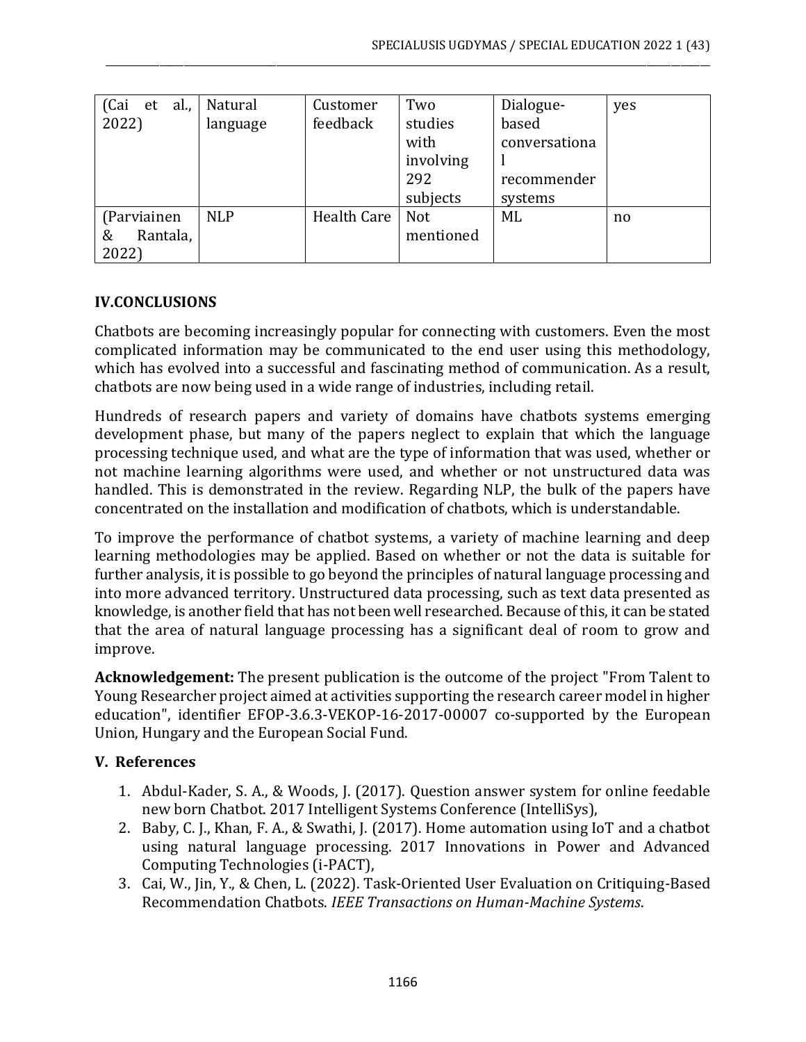| (Cai et al., 2022) | Natural language | Customer feedback | Two studies with involving 292 subjects | Dialogue-based conversational recommender systems | yes |
|---|---|---|---|---|---|
| (Parviainen & Rantala, 2022) | NLP | Health Care | Not mentioned | ML | no |

## IV.CONCLUSIONS

Chatbots are becoming increasingly popular for connecting with customers. Even the most complicated information may be communicated to the end user using this methodology, which has evolved into a successful and fascinating method of communication. As a result, chatbots are now being used in a wide range of industries, including retail.

Hundreds of research papers and variety of domains have chatbots systems emerging development phase, but many of the papers neglect to explain that which the language processing technique used, and what are the type of information that was used, whether or not machine learning algorithms were used, and whether or not unstructured data was handled. This is demonstrated in the review. Regarding NLP, the bulk of the papers have concentrated on the installation and modification of chatbots, which is understandable.

To improve the performance of chatbot systems, a variety of machine learning and deep learning methodologies may be applied. Based on whether or not the data is suitable for further analysis, it is possible to go beyond the principles of natural language processing and into more advanced territory. Unstructured data processing, such as text data presented as knowledge, is another field that has not been well researched. Because of this, it can be stated that the area of natural language processing has a significant deal of room to grow and improve.

**Acknowledgement:** The present publication is the outcome of the project "From Talent to Young Researcher project aimed at activities supporting the research career model in higher education", identifier EFOP-3.6.3-VEKOP-16-2017-00007 co-supported by the European Union, Hungary and the European Social Fund.

## V. References

1. Abdul-Kader, S. A., & Woods, J. (2017). Question answer system for online feedable new born Chatbot. 2017 Intelligent Systems Conference (IntelliSys),
2. Baby, C. J., Khan, F. A., & Swathi, J. (2017). Home automation using IoT and a chatbot using natural language processing. 2017 Innovations in Power and Advanced Computing Technologies (i-PACT),
3. Cai, W., Jin, Y., & Chen, L. (2022). Task-Oriented User Evaluation on Critiquing-Based Recommendation Chatbots. *IEEE Transactions on Human-Machine Systems*.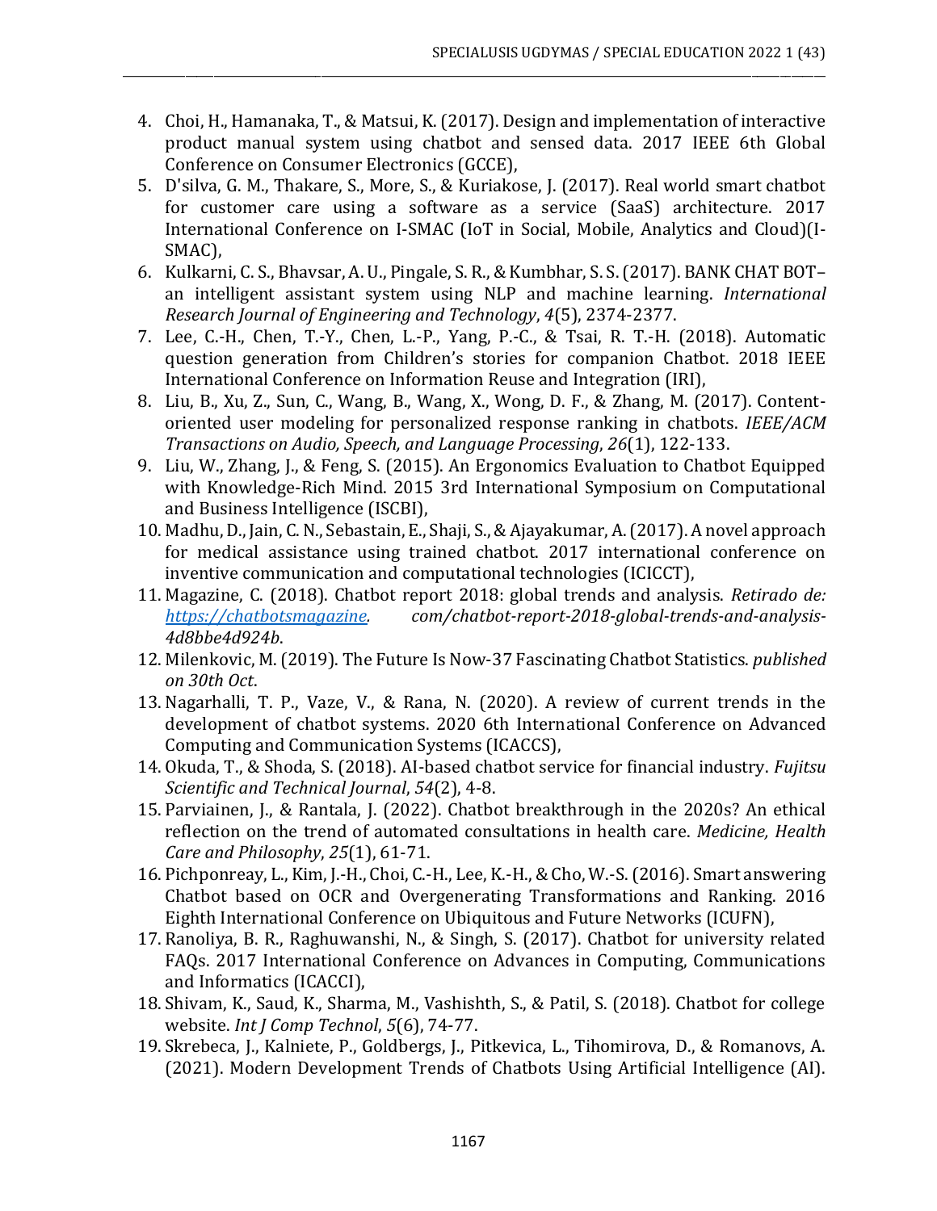4. Choi, H., Hamanaka, T., & Matsui, K. (2017). Design and implementation of interactive product manual system using chatbot and sensed data. 2017 IEEE 6th Global Conference on Consumer Electronics (GCCE),
5. D'silva, G. M., Thakare, S., More, S., & Kuriakose, J. (2017). Real world smart chatbot for customer care using a software as a service (SaaS) architecture. 2017 International Conference on I-SMAC (IoT in Social, Mobile, Analytics and Cloud)(I-SMAC),
6. Kulkarni, C. S., Bhavsar, A. U., Pingale, S. R., & Kumbhar, S. S. (2017). BANK CHAT BOT–an intelligent assistant system using NLP and machine learning. *International Research Journal of Engineering and Technology*, *4*(5), 2374-2377.
7. Lee, C.-H., Chen, T.-Y., Chen, L.-P., Yang, P.-C., & Tsai, R. T.-H. (2018). Automatic question generation from Children's stories for companion Chatbot. 2018 IEEE International Conference on Information Reuse and Integration (IRI),
8. Liu, B., Xu, Z., Sun, C., Wang, B., Wang, X., Wong, D. F., & Zhang, M. (2017). Content-oriented user modeling for personalized response ranking in chatbots. *IEEE/ACM Transactions on Audio, Speech, and Language Processing*, *26*(1), 122-133.
9. Liu, W., Zhang, J., & Feng, S. (2015). An Ergonomics Evaluation to Chatbot Equipped with Knowledge-Rich Mind. 2015 3rd International Symposium on Computational and Business Intelligence (ISCBI),
10. Madhu, D., Jain, C. N., Sebastain, E., Shaji, S., & Ajayakumar, A. (2017). A novel approach for medical assistance using trained chatbot. 2017 international conference on inventive communication and computational technologies (ICICCT),
11. Magazine, C. (2018). Chatbot report 2018: global trends and analysis. *Retirado de: https://chatbotsmagazine. com/chatbot-report-2018-global-trends-and-analysis-4d8bbe4d924b*.
12. Milenkovic, M. (2019). The Future Is Now-37 Fascinating Chatbot Statistics. *published on 30th Oct*.
13. Nagarhalli, T. P., Vaze, V., & Rana, N. (2020). A review of current trends in the development of chatbot systems. 2020 6th International Conference on Advanced Computing and Communication Systems (ICACCS),
14. Okuda, T., & Shoda, S. (2018). AI-based chatbot service for financial industry. *Fujitsu Scientific and Technical Journal*, *54*(2), 4-8.
15. Parviainen, J., & Rantala, J. (2022). Chatbot breakthrough in the 2020s? An ethical reflection on the trend of automated consultations in health care. *Medicine, Health Care and Philosophy*, *25*(1), 61-71.
16. Pichponreay, L., Kim, J.-H., Choi, C.-H., Lee, K.-H., & Cho, W.-S. (2016). Smart answering Chatbot based on OCR and Overgenerating Transformations and Ranking. 2016 Eighth International Conference on Ubiquitous and Future Networks (ICUFN),
17. Ranoliya, B. R., Raghuwanshi, N., & Singh, S. (2017). Chatbot for university related FAQs. 2017 International Conference on Advances in Computing, Communications and Informatics (ICACCI),
18. Shivam, K., Saud, K., Sharma, M., Vashishth, S., & Patil, S. (2018). Chatbot for college website. *Int J Comp Technol*, *5*(6), 74-77.
19. Skrebeca, J., Kalniete, P., Goldbergs, J., Pitkevica, L., Tihomirova, D., & Romanovs, A. (2021). Modern Development Trends of Chatbots Using Artificial Intelligence (AI).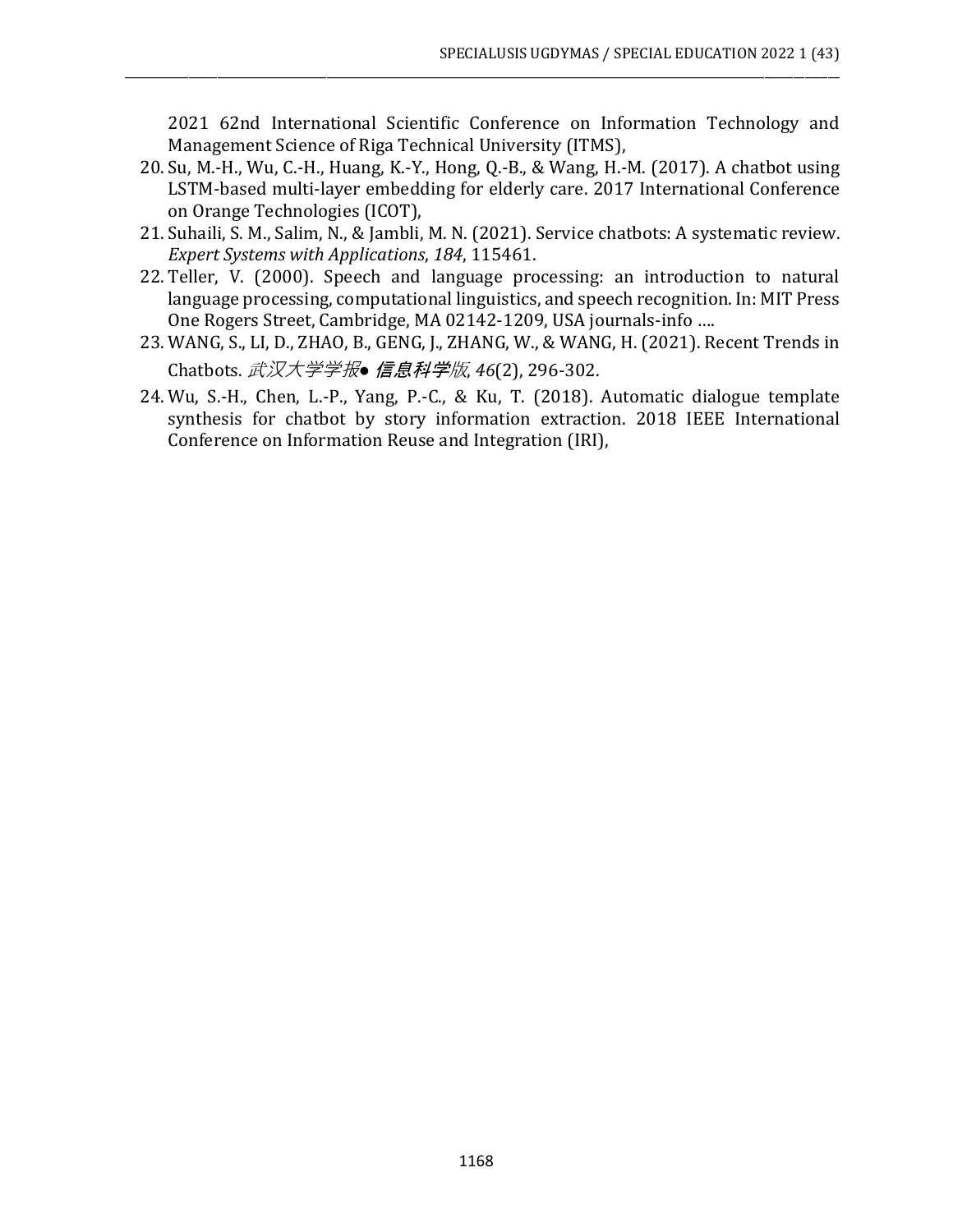2021 62nd International Scientific Conference on Information Technology and Management Science of Riga Technical University (ITMS),

20. Su, M.-H., Wu, C.-H., Huang, K.-Y., Hong, Q.-B., & Wang, H.-M. (2017). A chatbot using LSTM-based multi-layer embedding for elderly care. 2017 International Conference on Orange Technologies (ICOT),
21. Suhaili, S. M., Salim, N., & Jambli, M. N. (2021). Service chatbots: A systematic review. *Expert Systems with Applications*, *184*, 115461.
22. Teller, V. (2000). Speech and language processing: an introduction to natural language processing, computational linguistics, and speech recognition. In: MIT Press One Rogers Street, Cambridge, MA 02142-1209, USA journals-info ….
23. WANG, S., LI, D., ZHAO, B., GENG, J., ZHANG, W., & WANG, H. (2021). Recent Trends in Chatbots. *武汉大学学报● 信息科学版*, *46*(2), 296-302.
24. Wu, S.-H., Chen, L.-P., Yang, P.-C., & Ku, T. (2018). Automatic dialogue template synthesis for chatbot by story information extraction. 2018 IEEE International Conference on Information Reuse and Integration (IRI),